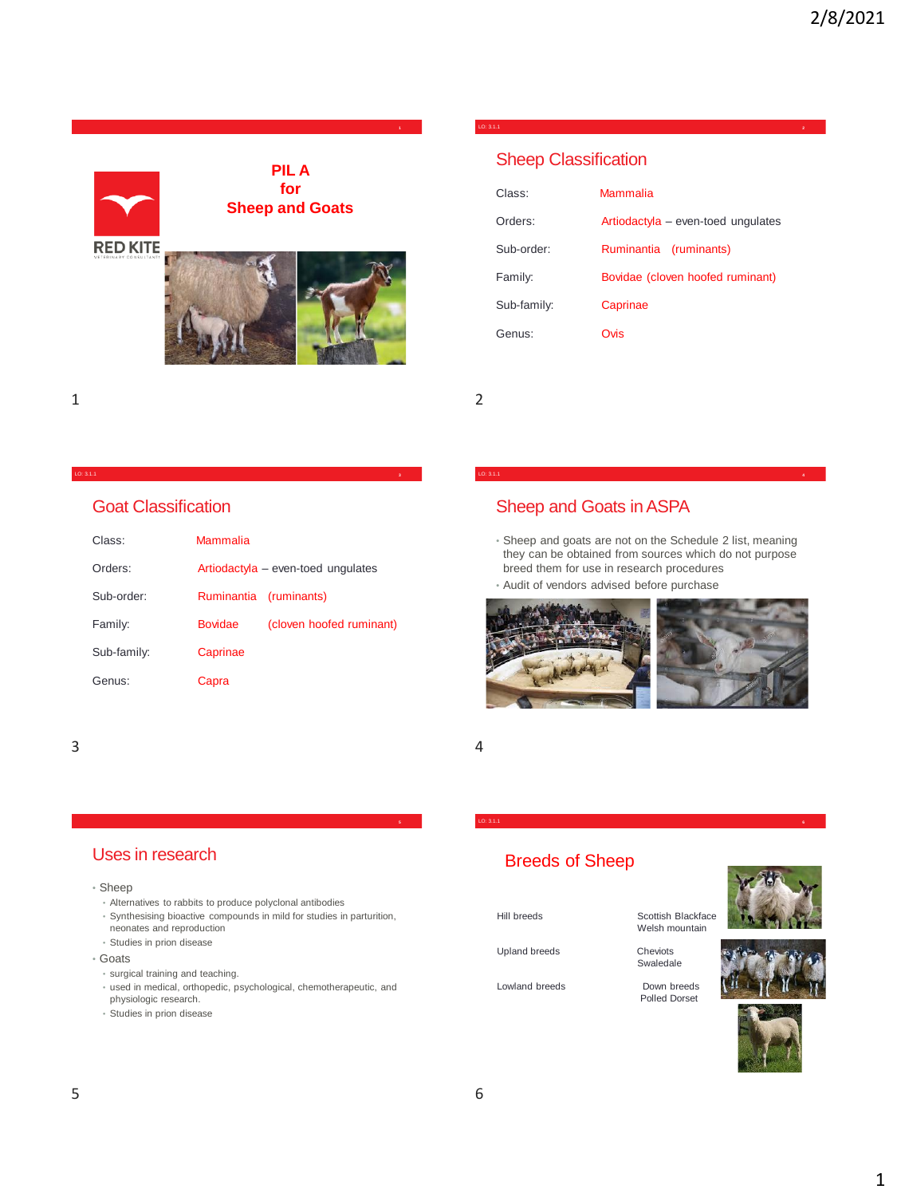# PIL A for Sheep and Goats

RED KITE VETERINARY CONSULTANTS

## Sheep Classification

| | |
|---|---|
| Class: | Mammalia |
| Orders: | Artiodactyla – even-toed ungulates |
| Sub-order: | Ruminantia (ruminants) |
| Family: | Bovidae (cloven hoofed ruminant) |
| Sub-family: | Caprinae |
| Genus: | Ovis |

## Goat Classification

| | |
|---|---|
| Class: | Mammalia |
| Orders: | Artiodactyla – even-toed ungulates |
| Sub-order: | Ruminantia (ruminants) |
| Family: | Bovidae (cloven hoofed ruminant) |
| Sub-family: | Caprinae |
| Genus: | Capra |

## Sheep and Goats in ASPA

- Sheep and goats are not on the Schedule 2 list, meaning they can be obtained from sources which do not purpose breed them for use in research procedures
- Audit of vendors advised before purchase

## Uses in research

- Sheep
  - Alternatives to rabbits to produce polyclonal antibodies
  - Synthesising bioactive compounds in mild for studies in parturition, neonates and reproduction
  - Studies in prion disease
- Goats
  - surgical training and teaching.
  - used in medical, orthopedic, psychological, chemotherapeutic, and physiologic research.
  - Studies in prion disease

## Breeds of Sheep

| | |
|---|---|
| Hill breeds | Scottish Blackface<br>Welsh mountain |
| Upland breeds | Cheviots<br>Swaledale |
| Lowland breeds | Down breeds<br>Polled Dorset |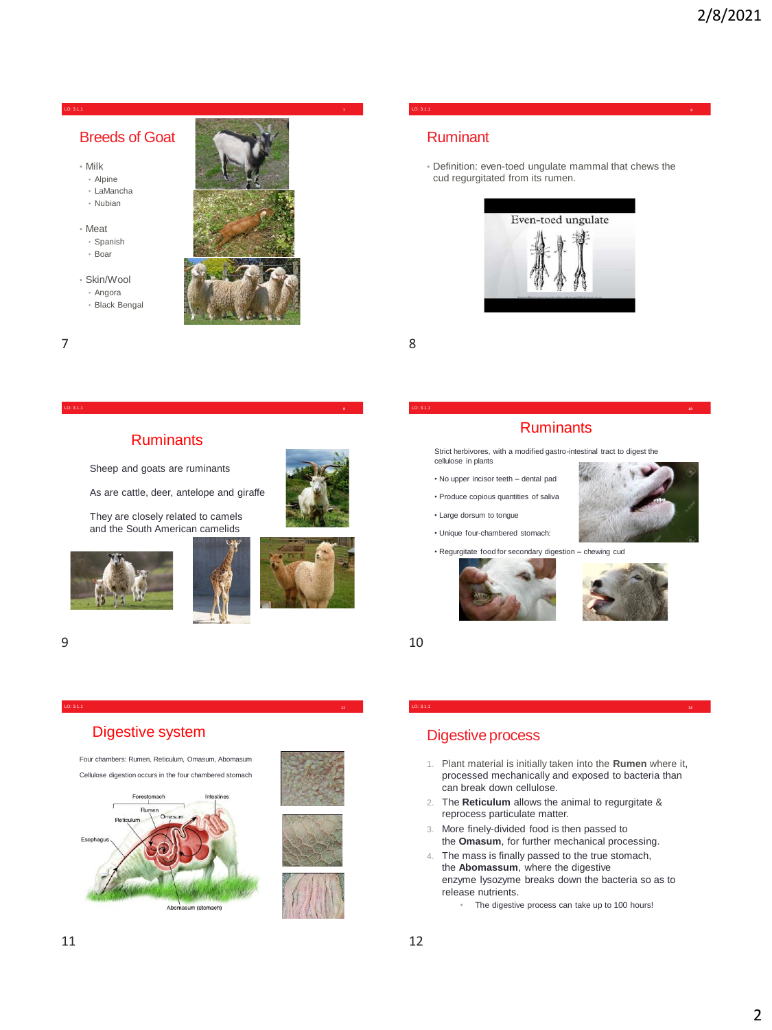## Breeds of Goat

- Milk
  - Alpine
  - LaMancha
  - Nubian
- Meat
  - Spanish
  - Boar
- Skin/Wool
  - Angora
  - Black Bengal

## Ruminant

- Definition: even-toed ungulate mammal that chews the cud regurgitated from its rumen.

Even-toed ungulate

## Ruminants

Sheep and goats are ruminants

As are cattle, deer, antelope and giraffe

They are closely related to camels and the South American camelids

## Ruminants

Strict herbivores, with a modified gastro-intestinal tract to digest the cellulose in plants

- No upper incisor teeth – dental pad
- Produce copious quantities of saliva
- Large dorsum to tongue
- Unique four-chambered stomach:
- Regurgitate food for secondary digestion – chewing cud

## Digestive system

Four chambers: Rumen, Reticulum, Omasum, Abomasum

Cellulose digestion occurs in the four chambered stomach

Forestomach, Intestines, Rumen, Reticulum, Omasum, Esophagus, Abomasum (stomach)

## Digestive process

1. Plant material is initially taken into the **Rumen** where it, processed mechanically and exposed to bacteria than can break down cellulose.
2. The **Reticulum** allows the animal to regurgitate & reprocess particulate matter.
3. More finely-divided food is then passed to the **Omasum**, for further mechanical processing.
4. The mass is finally passed to the true stomach, the **Abomassum**, where the digestive enzyme lysozyme breaks down the bacteria so as to release nutrients.
   - The digestive process can take up to 100 hours!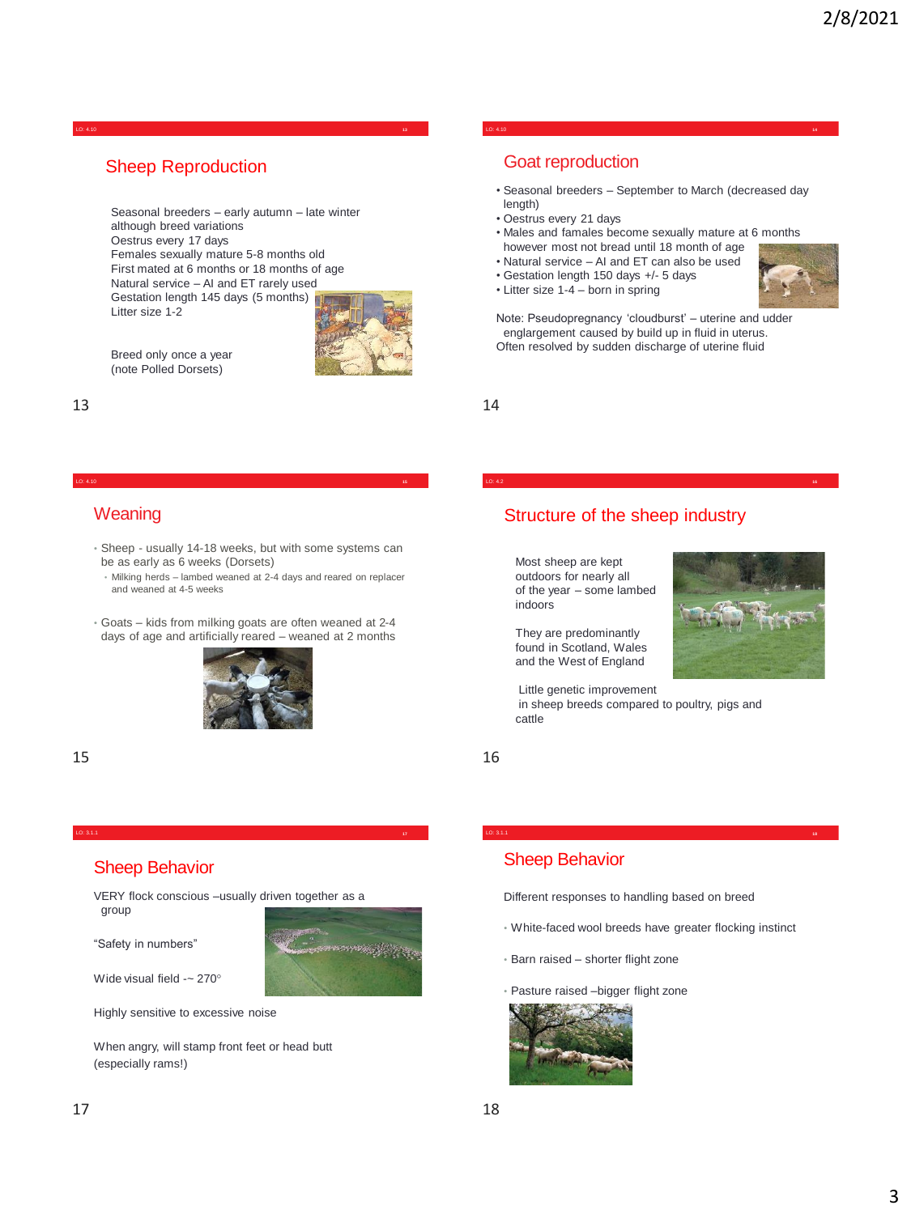## Sheep Reproduction

Seasonal breeders – early autumn – late winter although breed variations
Oestrus every 17 days
Females sexually mature 5-8 months old
First mated at 6 months or 18 months of age
Natural service – AI and ET rarely used
Gestation length 145 days (5 months)
Litter size 1-2

Breed only once a year
(note Polled Dorsets)

## Goat reproduction

- Seasonal breeders – September to March (decreased day length)
- Oestrus every 21 days
- Males and famales become sexually mature at 6 months however most not bread until 18 month of age
- Natural service – AI and ET can also be used
- Gestation length 150 days +/- 5 days
- Litter size 1-4 – born in spring

Note: Pseudopregnancy 'cloudburst' – uterine and udder englargement caused by build up in fluid in uterus. Often resolved by sudden discharge of uterine fluid

## Weaning

- Sheep - usually 14-18 weeks, but with some systems can be as early as 6 weeks (Dorsets)
  - Milking herds – lambed weaned at 2-4 days and reared on replacer and weaned at 4-5 weeks
- Goats – kids from milking goats are often weaned at 2-4 days of age and artificially reared – weaned at 2 months

## Structure of the sheep industry

Most sheep are kept outdoors for nearly all of the year – some lambed indoors

They are predominantly found in Scotland, Wales and the West of England

Little genetic improvement in sheep breeds compared to poultry, pigs and cattle

## Sheep Behavior

VERY flock conscious –usually driven together as a group

"Safety in numbers"

Wide visual field -~ 270°

Highly sensitive to excessive noise

When angry, will stamp front feet or head butt (especially rams!)

## Sheep Behavior

Different responses to handling based on breed

- White-faced wool breeds have greater flocking instinct
- Barn raised – shorter flight zone
- Pasture raised –bigger flight zone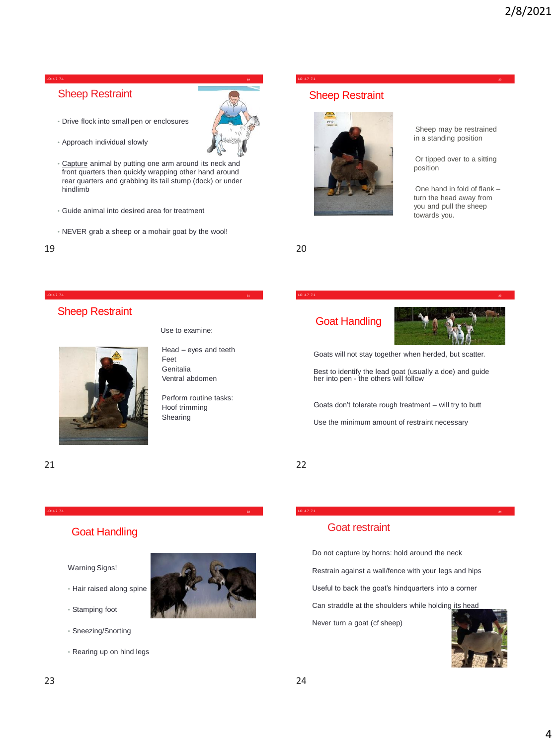## Sheep Restraint

- Drive flock into small pen or enclosures
- Approach individual slowly
- Capture animal by putting one arm around its neck and front quarters then quickly wrapping other hand around rear quarters and grabbing its tail stump (dock) or under hindlimb
- Guide animal into desired area for treatment
- NEVER grab a sheep or a mohair goat by the wool!

## Sheep Restraint

Sheep may be restrained in a standing position

Or tipped over to a sitting position

One hand in fold of flank – turn the head away from you and pull the sheep towards you.

## Sheep Restraint

Use to examine:

Head – eyes and teeth
Feet
Genitalia
Ventral abdomen

Perform routine tasks:
Hoof trimming
Shearing

## Goat Handling

Goats will not stay together when herded, but scatter.

Best to identify the lead goat (usually a doe) and guide her into pen - the others will follow

Goats don't tolerate rough treatment – will try to butt

Use the minimum amount of restraint necessary

## Goat Handling

Warning Signs!

- Hair raised along spine
- Stamping foot
- Sneezing/Snorting
- Rearing up on hind legs

## Goat restraint

Do not capture by horns: hold around the neck

Restrain against a wall/fence with your legs and hips

Useful to back the goat's hindquarters into a corner

Can straddle at the shoulders while holding its head

Never turn a goat (cf sheep)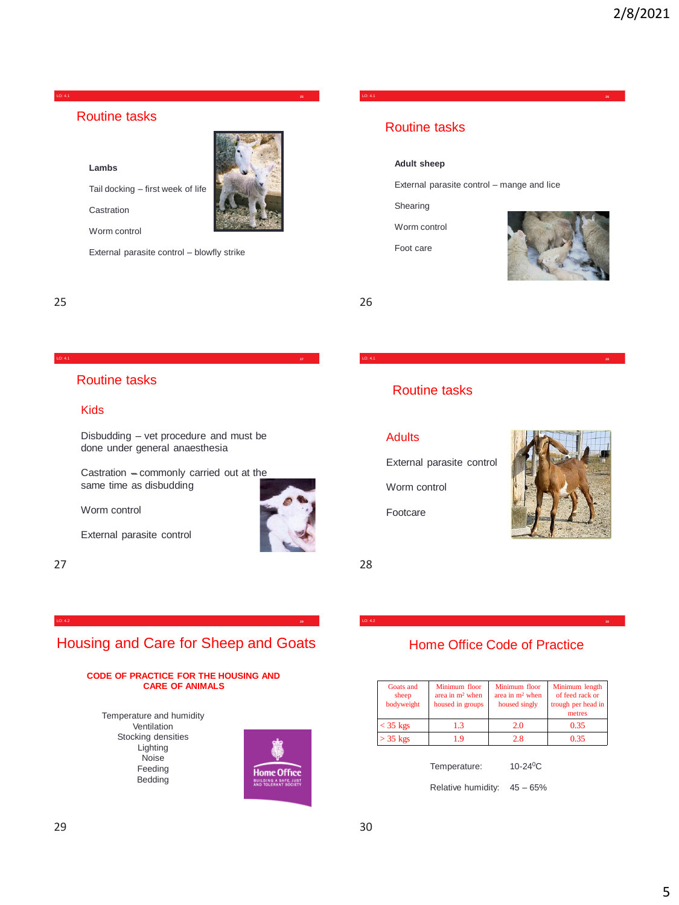## Routine tasks

**Lambs**

Tail docking – first week of life

Castration

Worm control

External parasite control – blowfly strike

## Routine tasks

**Adult sheep**

External parasite control – mange and lice

Shearing

Worm control

Foot care

## Routine tasks

### Kids

Disbudding – vet procedure and must be done under general anaesthesia

Castration – commonly carried out at the same time as disbudding

Worm control

External parasite control

## Routine tasks

### Adults

External parasite control

Worm control

Footcare

## Housing and Care for Sheep and Goats

**CODE OF PRACTICE FOR THE HOUSING AND CARE OF ANIMALS**

Temperature and humidity
Ventilation
Stocking densities
Lighting
Noise
Feeding
Bedding

## Home Office Code of Practice

| Goats and sheep bodyweight | Minimum floor area in m² when housed in groups | Minimum floor area in m² when housed singly | Minimum length of feed rack or trough per head in metres |
|---|---|---|---|
| < 35 kgs | 1.3 | 2.0 | 0.35 |
| > 35 kgs | 1.9 | 2.8 | 0.35 |

Temperature: 10-24$^0$C

Relative humidity: 45 – 65%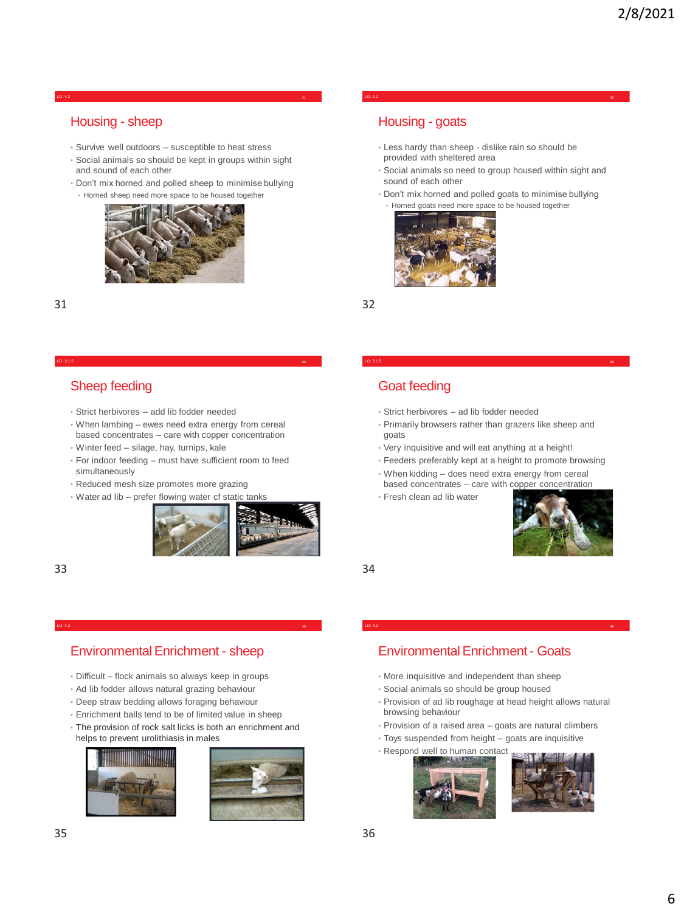## Housing - sheep

- Survive well outdoors – susceptible to heat stress
- Social animals so should be kept in groups within sight and sound of each other
- Don't mix horned and polled sheep to minimise bullying
  - Horned sheep need more space to be housed together

## Housing - goats

- Less hardy than sheep - dislike rain so should be provided with sheltered area
- Social animals so need to group housed within sight and sound of each other
- Don't mix horned and polled goats to minimise bullying
  - Horned goats need more space to be housed together

## Sheep feeding

- Strict herbivores – add lib fodder needed
- When lambing – ewes need extra energy from cereal based concentrates – care with copper concentration
- Winter feed – silage, hay, turnips, kale
- For indoor feeding – must have sufficient room to feed simultaneously
- Reduced mesh size promotes more grazing
- Water ad lib – prefer flowing water cf static tanks

## Goat feeding

- Strict herbivores – ad lib fodder needed
- Primarily browsers rather than grazers like sheep and goats
- Very inquisitive and will eat anything at a height!
- Feeders preferably kept at a height to promote browsing
- When kidding – does need extra energy from cereal based concentrates – care with copper concentration
- Fresh clean ad lib water

## Environmental Enrichment - sheep

- Difficult – flock animals so always keep in groups
- Ad lib fodder allows natural grazing behaviour
- Deep straw bedding allows foraging behaviour
- Enrichment balls tend to be of limited value in sheep
- The provision of rock salt licks is both an enrichment and helps to prevent urolithiasis in males

## Environmental Enrichment - Goats

- More inquisitive and independent than sheep
- Social animals so should be group housed
- Provision of ad lib roughage at head height allows natural browsing behaviour
- Provision of a raised area – goats are natural climbers
- Toys suspended from height – goats are inquisitive
- Respond well to human contact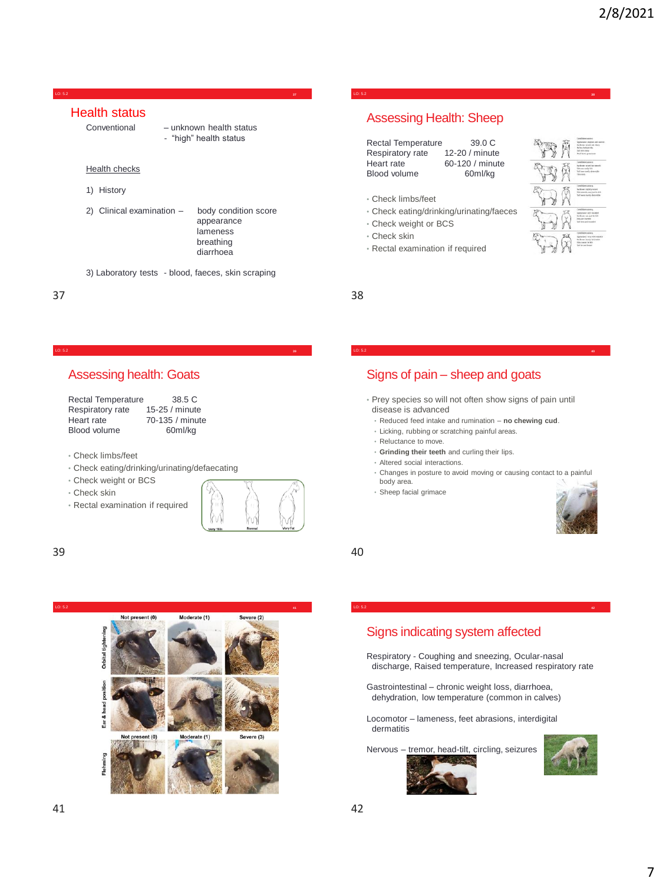## Health status

Conventional – unknown health status
- "high" health status

Health checks

1) History

2) Clinical examination – body condition score, appearance, lameness, breathing, diarrhoea

3) Laboratory tests - blood, faeces, skin scraping

## Assessing Health: Sheep

| | |
|---|---|
| Rectal Temperature | 39.0 C |
| Respiratory rate | 12-20 / minute |
| Heart rate | 60-120 / minute |
| Blood volume | 60ml/kg |

- Check limbs/feet
- Check eating/drinking/urinating/faeces
- Check weight or BCS
- Check skin
- Rectal examination if required

## Assessing health: Goats

| | |
|---|---|
| Rectal Temperature | 38.5 C |
| Respiratory rate | 15-25 / minute |
| Heart rate | 70-135 / minute |
| Blood volume | 60ml/kg |

- Check limbs/feet
- Check eating/drinking/defaecating
- Check weight or BCS
- Check skin
- Rectal examination if required

Very Thin — Normal — Very Fat

## Signs of pain – sheep and goats

- Prey species so will not often show signs of pain until disease is advanced
  - Reduced feed intake and rumination – **no chewing cud**.
  - Licking, rubbing or scratching painful areas.
  - Reluctance to move.
  - **Grinding their teeth** and curling their lips.
  - Altered social interactions.
  - Changes in posture to avoid moving or causing contact to a painful body area.
  - Sheep facial grimace

| | Not present (0) | Moderate (1) | Severe (2) |
|---|---|---|---|
| Orbital tightening | | | |
| Ear & head position | | | |

| | Not present (0) | Moderate (1) | Severe (3) |
|---|---|---|---|
| Flehming | | | |

## Signs indicating system affected

Respiratory - Coughing and sneezing, Ocular-nasal discharge, Raised temperature, Increased respiratory rate

Gastrointestinal – chronic weight loss, diarrhoea, dehydration, low temperature (common in calves)

Locomotor – lameness, feet abrasions, interdigital dermatitis

Nervous – tremor, head-tilt, circling, seizures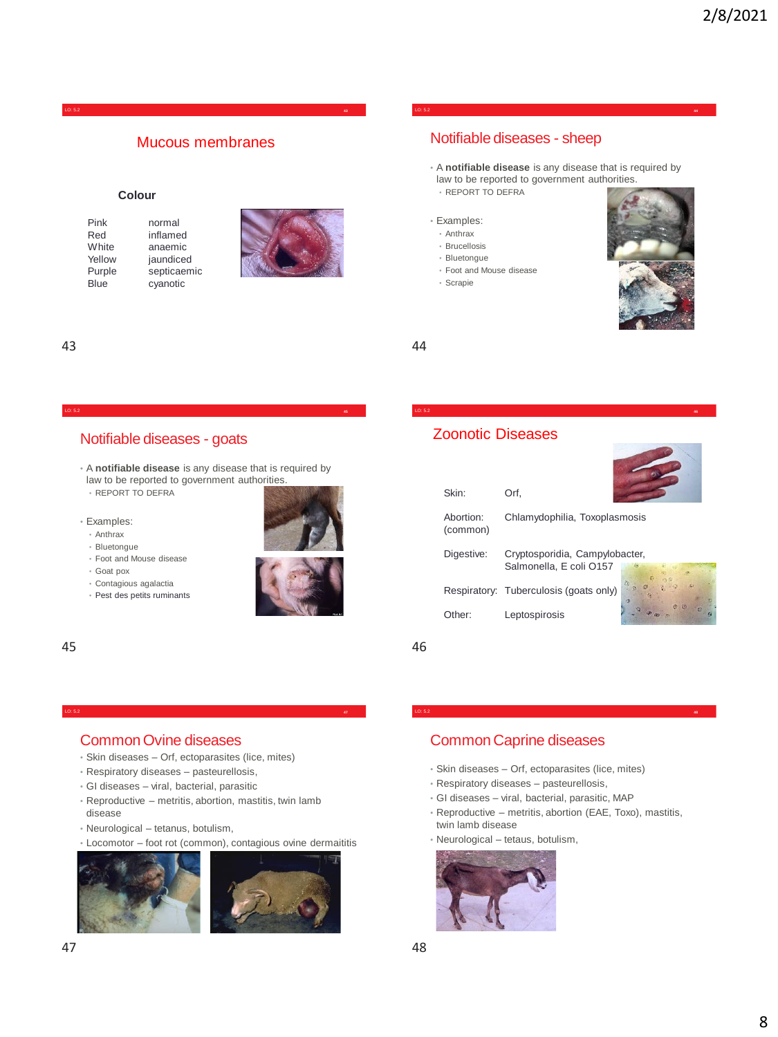## Mucous membranes

**Colour**

| | |
|---|---|
| Pink | normal |
| Red | inflamed |
| White | anaemic |
| Yellow | jaundiced |
| Purple | septicaemic |
| Blue | cyanotic |

## Notifiable diseases - sheep

- A **notifiable disease** is any disease that is required by law to be reported to government authorities.
  - REPORT TO DEFRA
- Examples:
  - Anthrax
  - Brucellosis
  - Bluetongue
  - Foot and Mouse disease
  - Scrapie

## Notifiable diseases - goats

- A **notifiable disease** is any disease that is required by law to be reported to government authorities.
  - REPORT TO DEFRA
- Examples:
  - Anthrax
  - Bluetongue
  - Foot and Mouse disease
  - Goat pox
  - Contagious agalactia
  - Pest des petits ruminants

## Zoonotic Diseases

| | |
|---|---|
| Skin: | Orf, |
| Abortion: (common) | Chlamydophilia, Toxoplasmosis |
| Digestive: | Cryptosporidia, Campylobacter, Salmonella, E coli O157 |
| Respiratory: | Tuberculosis (goats only) |
| Other: | Leptospirosis |

## Common Ovine diseases

- Skin diseases – Orf, ectoparasites (lice, mites)
- Respiratory diseases – pasteurellosis,
- GI diseases – viral, bacterial, parasitic
- Reproductive – metritis, abortion, mastitis, twin lamb disease
- Neurological – tetanus, botulism,
- Locomotor – foot rot (common), contagious ovine dermaititis

## Common Caprine diseases

- Skin diseases – Orf, ectoparasites (lice, mites)
- Respiratory diseases – pasteurellosis,
- GI diseases – viral, bacterial, parasitic, MAP
- Reproductive – metritis, abortion (EAE, Toxo), mastitis, twin lamb disease
- Neurological – tetaus, botulism,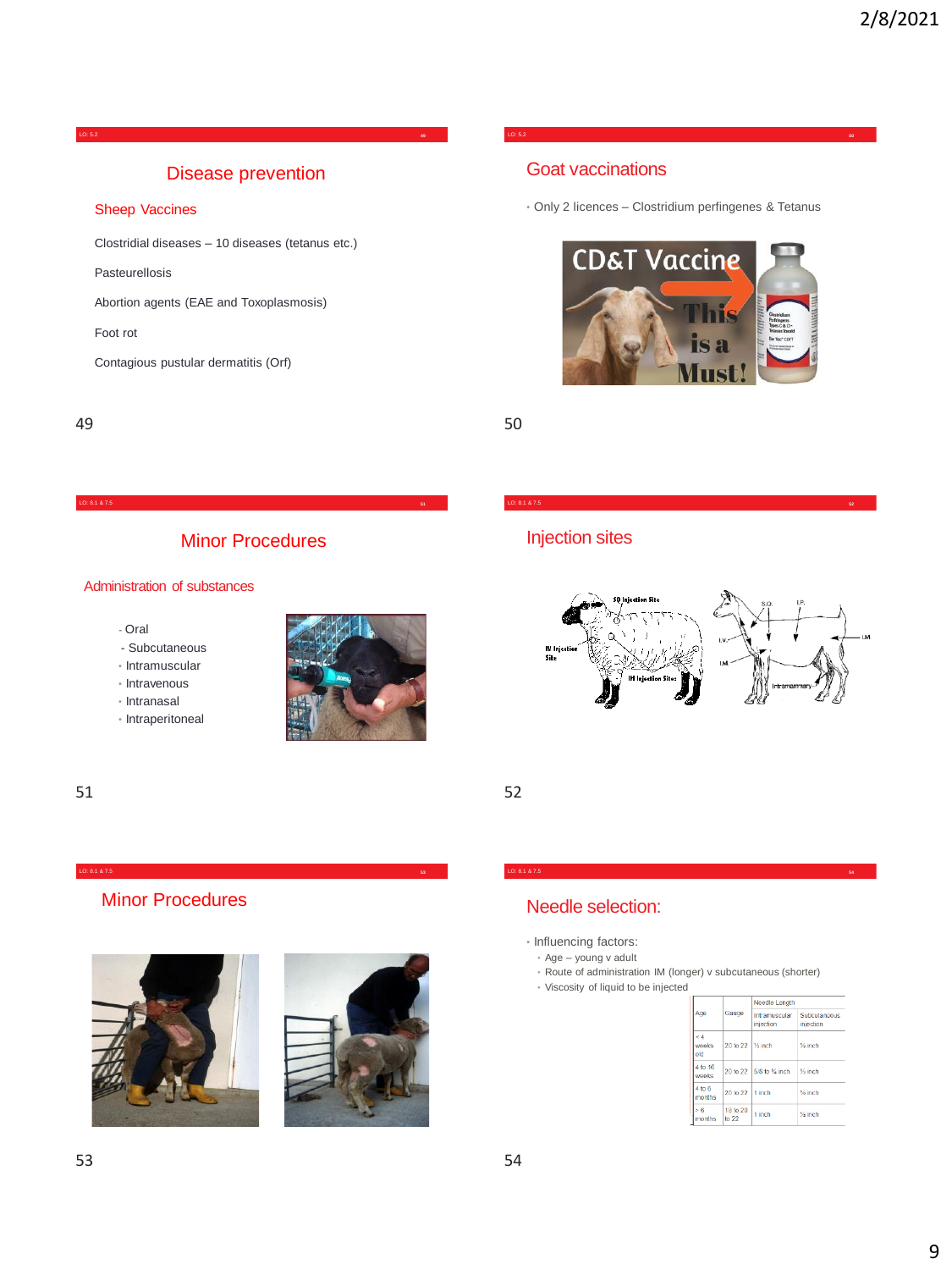## Disease prevention

### Sheep Vaccines

Clostridial diseases – 10 diseases (tetanus etc.)

Pasteurellosis

Abortion agents (EAE and Toxoplasmosis)

Foot rot

Contagious pustular dermatitis (Orf)

## Goat vaccinations

- Only 2 licences – Clostridium perfingenes & Tetanus

## Minor Procedures

### Administration of substances

- Oral
- Subcutaneous
- Intramuscular
- Intravenous
- Intranasal
- Intraperitoneal

## Injection sites

## Minor Procedures

## Needle selection:

- Influencing factors:
  - Age – young v adult
  - Route of administration IM (longer) v subcutaneous (shorter)
  - Viscosity of liquid to be injected

| Age | Gauge | Needle Length | |
|---|---|---|---|
| | | Intramuscular injection | Subcutaneous injection |
| < 4 weeks old | 20 to 22 | ½ inch | ½ inch |
| 4 to 16 weeks | 20 to 22 | 5/8 to ¾ inch | ½ inch |
| 4 to 6 months | 20 to 22 | 1 inch | ½ inch |
| > 6 months | 18 to 20 to 22 | 1 inch | ½ inch |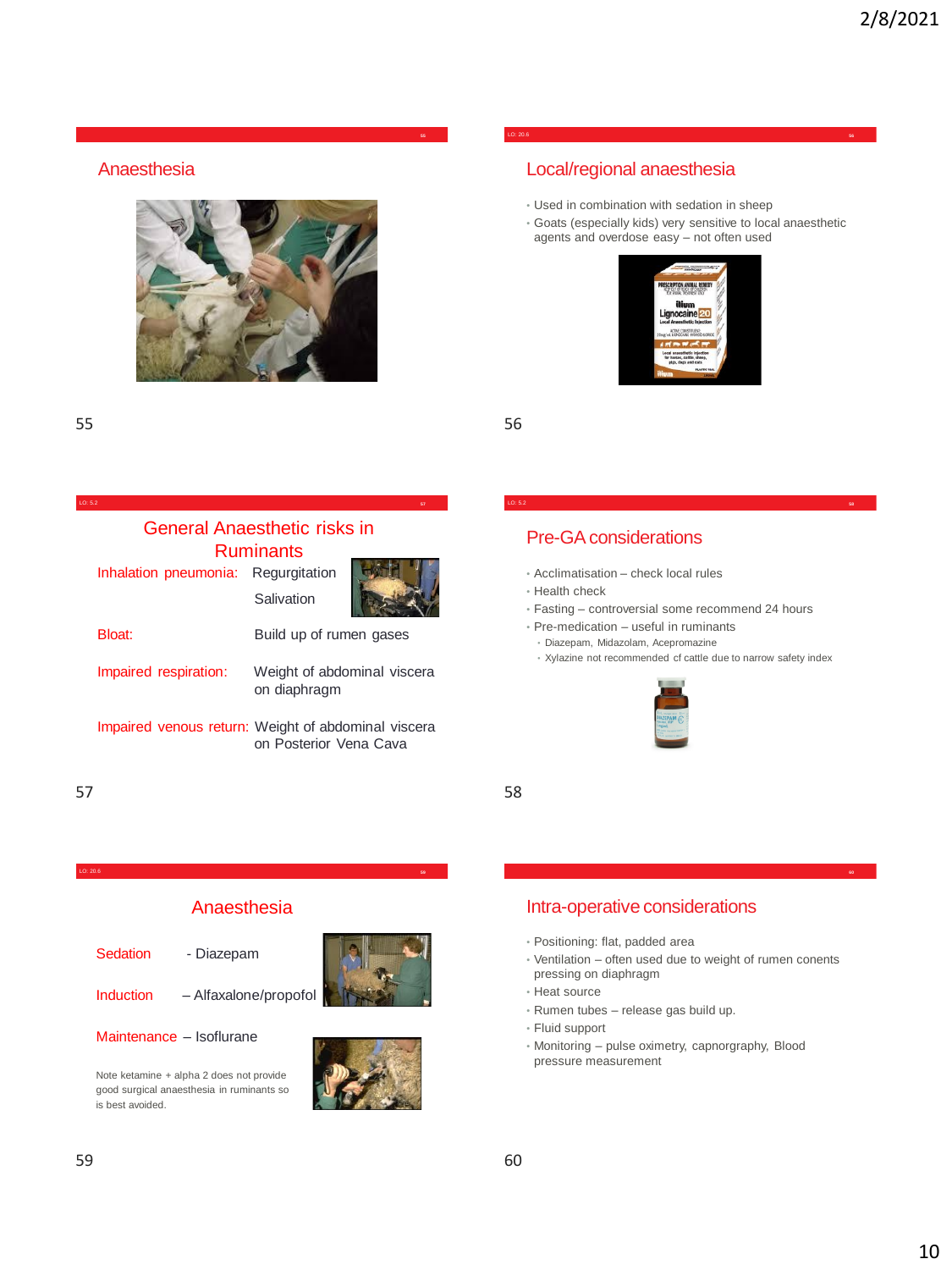## Anaesthesia

## Local/regional anaesthesia

- Used in combination with sedation in sheep
- Goats (especially kids) very sensitive to local anaesthetic agents and overdose easy – not often used

## General Anaesthetic risks in Ruminants

| | |
|---|---|
| Inhalation pneumonia: | Regurgitation |
| | Salivation |
| Bloat: | Build up of rumen gases |
| Impaired respiration: | Weight of abdominal viscera on diaphragm |
| Impaired venous return: | Weight of abdominal viscera on Posterior Vena Cava |

## Pre-GA considerations

- Acclimatisation – check local rules
- Health check
- Fasting – controversial some recommend 24 hours
- Pre-medication – useful in ruminants
  - Diazepam, Midazolam, Acepromazine
  - Xylazine not recommended cf cattle due to narrow safety index

## Anaesthesia

**Sedation** - Diazepam

**Induction** – Alfaxalone/propofol

**Maintenance** – Isoflurane

Note ketamine + alpha 2 does not provide good surgical anaesthesia in ruminants so is best avoided.

## Intra-operative considerations

- Positioning: flat, padded area
- Ventilation – often used due to weight of rumen conents pressing on diaphragm
- Heat source
- Rumen tubes – release gas build up.
- Fluid support
- Monitoring – pulse oximetry, capnorgraphy, Blood pressure measurement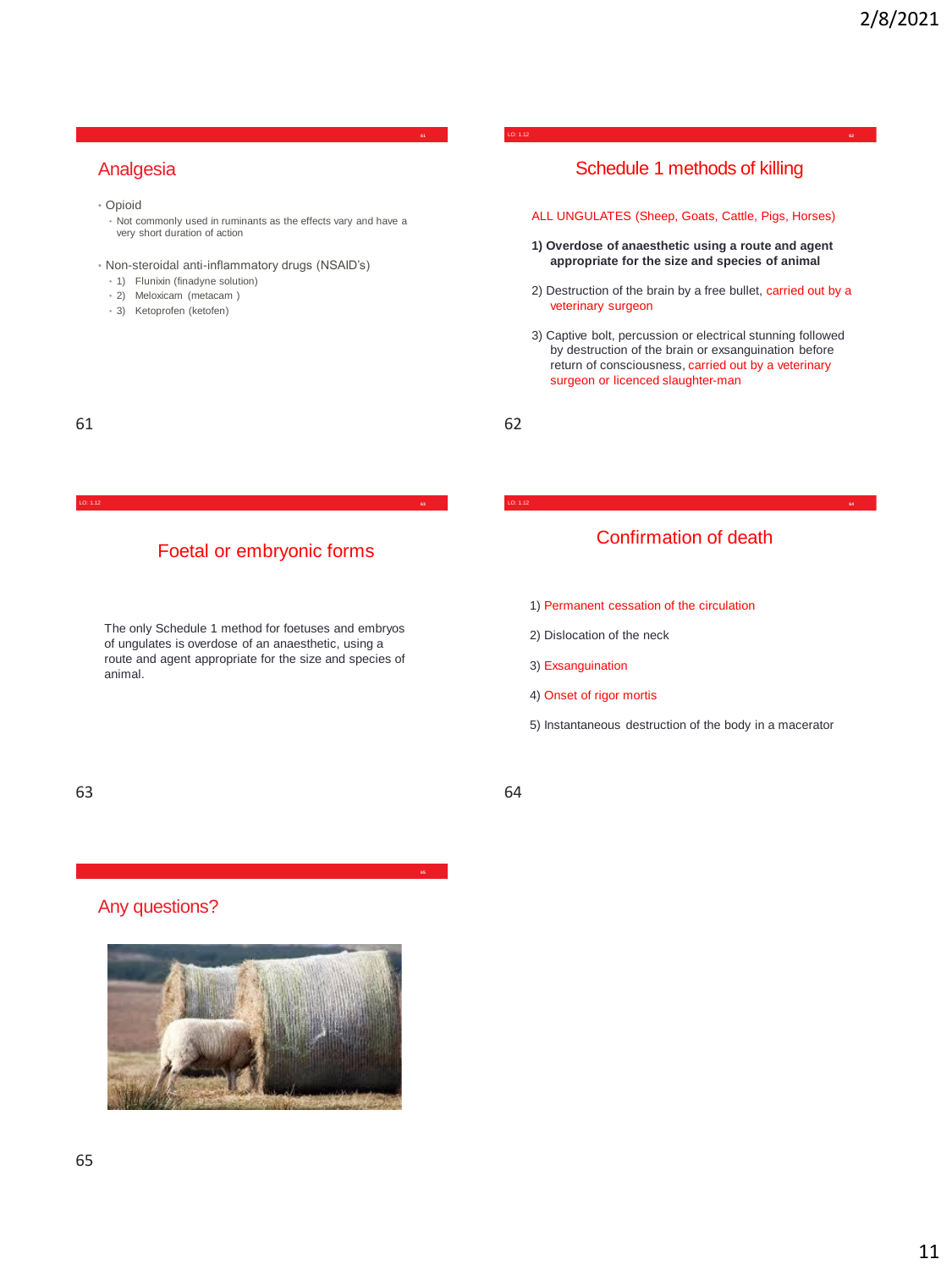## Analgesia

- Opioid
  - Not commonly used in ruminants as the effects vary and have a very short duration of action
- Non-steroidal anti-inflammatory drugs (NSAID's)
  - 1) Flunixin (finadyne solution)
  - 2) Meloxicam (metacam )
  - 3) Ketoprofen (ketofen)

LO: 1.12

## Schedule 1 methods of killing

ALL UNGULATES (Sheep, Goats, Cattle, Pigs, Horses)

**1) Overdose of anaesthetic using a route and agent appropriate for the size and species of animal**

2) Destruction of the brain by a free bullet, carried out by a veterinary surgeon

3) Captive bolt, percussion or electrical stunning followed by destruction of the brain or exsanguination before return of consciousness, carried out by a veterinary surgeon or licenced slaughter-man

LO: 1.12

## Foetal or embryonic forms

The only Schedule 1 method for foetuses and embryos of ungulates is overdose of an anaesthetic, using a route and agent appropriate for the size and species of animal.

LO: 1.12

## Confirmation of death

1) Permanent cessation of the circulation

2) Dislocation of the neck

3) Exsanguination

4) Onset of rigor mortis

5) Instantaneous destruction of the body in a macerator

## Any questions?